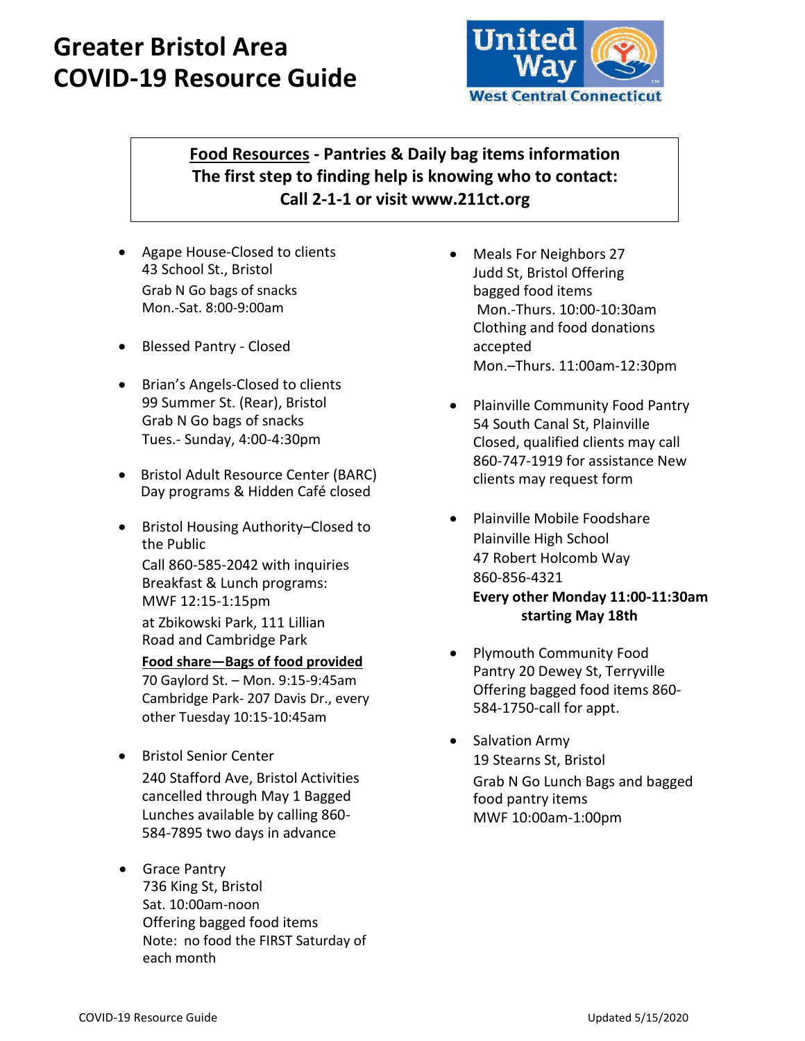# Greater Bristol Area COVID-19 Resource Guide

United Way West Central Connecticut

**Food Resources - Pantries & Daily bag items information**
**The first step to finding help is knowing who to contact:**
**Call 2-1-1 or visit www.211ct.org**

- Agape House-Closed to clients
  43 School St., Bristol
  Grab N Go bags of snacks
  Mon.-Sat. 8:00-9:00am

- Blessed Pantry - Closed

- Brian's Angels-Closed to clients
  99 Summer St. (Rear), Bristol
  Grab N Go bags of snacks
  Tues.- Sunday, 4:00-4:30pm

- Bristol Adult Resource Center (BARC)
  Day programs & Hidden Café closed

- Bristol Housing Authority–Closed to the Public
  Call 860-585-2042 with inquiries
  Breakfast & Lunch programs:
  MWF 12:15-1:15pm
  at Zbikowski Park, 111 Lillian Road and Cambridge Park
  **Food share—Bags of food provided**
  70 Gaylord St. – Mon. 9:15-9:45am
  Cambridge Park- 207 Davis Dr., every other Tuesday 10:15-10:45am

- Bristol Senior Center
  240 Stafford Ave, Bristol Activities cancelled through May 1 Bagged Lunches available by calling 860-584-7895 two days in advance

- Grace Pantry
  736 King St, Bristol
  Sat. 10:00am-noon
  Offering bagged food items
  Note: no food the FIRST Saturday of each month

- Meals For Neighbors 27 Judd St, Bristol Offering bagged food items
  Mon.-Thurs. 10:00-10:30am
  Clothing and food donations accepted
  Mon.–Thurs. 11:00am-12:30pm

- Plainville Community Food Pantry
  54 South Canal St, Plainville
  Closed, qualified clients may call 860-747-1919 for assistance New clients may request form

- Plainville Mobile Foodshare
  Plainville High School
  47 Robert Holcomb Way
  860-856-4321
  **Every other Monday 11:00-11:30am starting May 18th**

- Plymouth Community Food Pantry 20 Dewey St, Terryville
  Offering bagged food items 860-584-1750-call for appt.

- Salvation Army
  19 Stearns St, Bristol
  Grab N Go Lunch Bags and bagged food pantry items
  MWF 10:00am-1:00pm

Updated 5/15/2020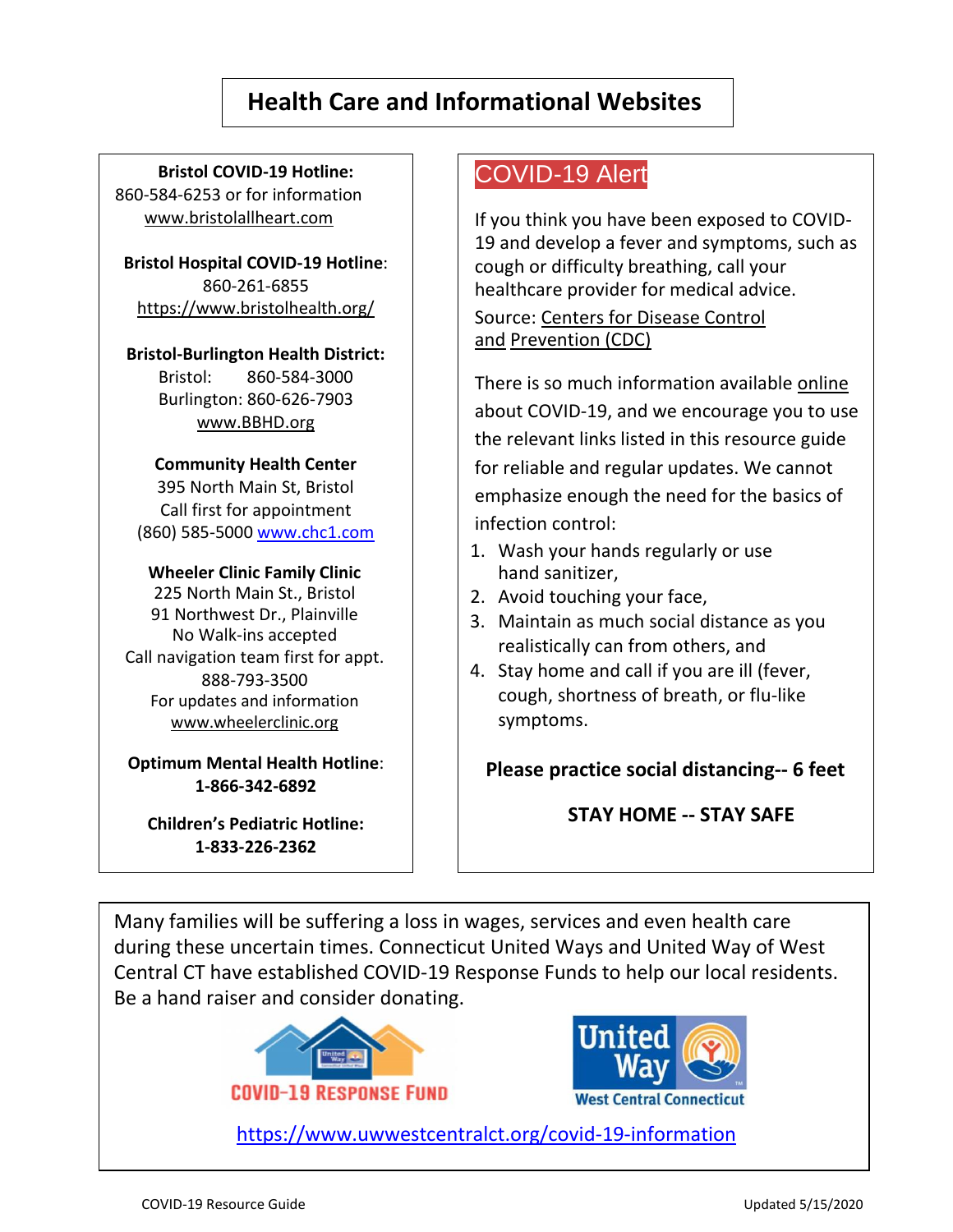# Health Care and Informational Websites

**Bristol COVID-19 Hotline:**
860-584-6253 or for information
www.bristolallheart.com

**Bristol Hospital COVID-19 Hotline**:
860-261-6855
https://www.bristolhealth.org/

**Bristol-Burlington Health District:**
Bristol: 860-584-3000
Burlington: 860-626-7903
www.BBHD.org

**Community Health Center**
395 North Main St, Bristol
Call first for appointment
(860) 585-5000 www.chc1.com

**Wheeler Clinic Family Clinic**
225 North Main St., Bristol
91 Northwest Dr., Plainville
No Walk-ins accepted
Call navigation team first for appt.
888-793-3500
For updates and information
www.wheelerclinic.org

**Optimum Mental Health Hotline**:
**1-866-342-6892**

**Children's Pediatric Hotline:**
**1-833-226-2362**

## COVID-19 Alert

If you think you have been exposed to COVID-19 and develop a fever and symptoms, such as cough or difficulty breathing, call your healthcare provider for medical advice.

Source: Centers for Disease Control and Prevention (CDC)

There is so much information available online about COVID-19, and we encourage you to use the relevant links listed in this resource guide for reliable and regular updates. We cannot emphasize enough the need for the basics of infection control:

1. Wash your hands regularly or use hand sanitizer,
2. Avoid touching your face,
3. Maintain as much social distance as you realistically can from others, and
4. Stay home and call if you are ill (fever, cough, shortness of breath, or flu-like symptoms.

**Please practice social distancing-- 6 feet**

**STAY HOME -- STAY SAFE**

Many families will be suffering a loss in wages, services and even health care during these uncertain times. Connecticut United Ways and United Way of West Central CT have established COVID-19 Response Funds to help our local residents. Be a hand raiser and consider donating.

COVID-19 RESPONSE FUND

United Way West Central Connecticut

https://www.uwwestcentralct.org/covid-19-information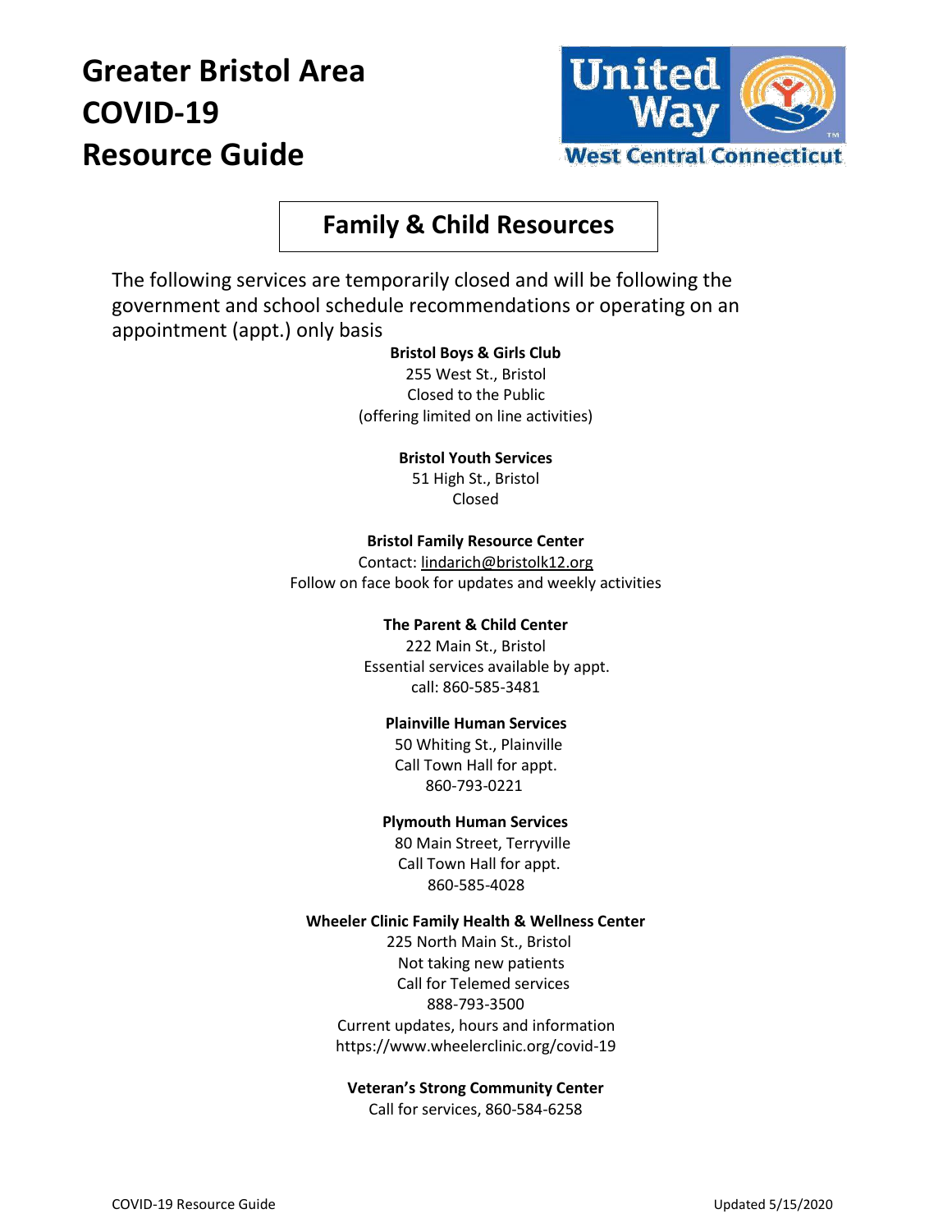# Greater Bristol Area COVID-19 Resource Guide

United Way West Central Connecticut

## Family & Child Resources

The following services are temporarily closed and will be following the government and school schedule recommendations or operating on an appointment (appt.) only basis

**Bristol Boys & Girls Club**
255 West St., Bristol
Closed to the Public
(offering limited on line activities)

**Bristol Youth Services**
51 High St., Bristol
Closed

**Bristol Family Resource Center**
Contact: lindarich@bristolk12.org
Follow on face book for updates and weekly activities

**The Parent & Child Center**
222 Main St., Bristol
Essential services available by appt.
call: 860-585-3481

**Plainville Human Services**
50 Whiting St., Plainville
Call Town Hall for appt.
860-793-0221

**Plymouth Human Services**
80 Main Street, Terryville
Call Town Hall for appt.
860-585-4028

**Wheeler Clinic Family Health & Wellness Center**
225 North Main St., Bristol
Not taking new patients
Call for Telemed services
888-793-3500
Current updates, hours and information
https://www.wheelerclinic.org/covid-19

**Veteran's Strong Community Center**
Call for services, 860-584-6258

COVID-19 Resource Guide

Updated 5/15/2020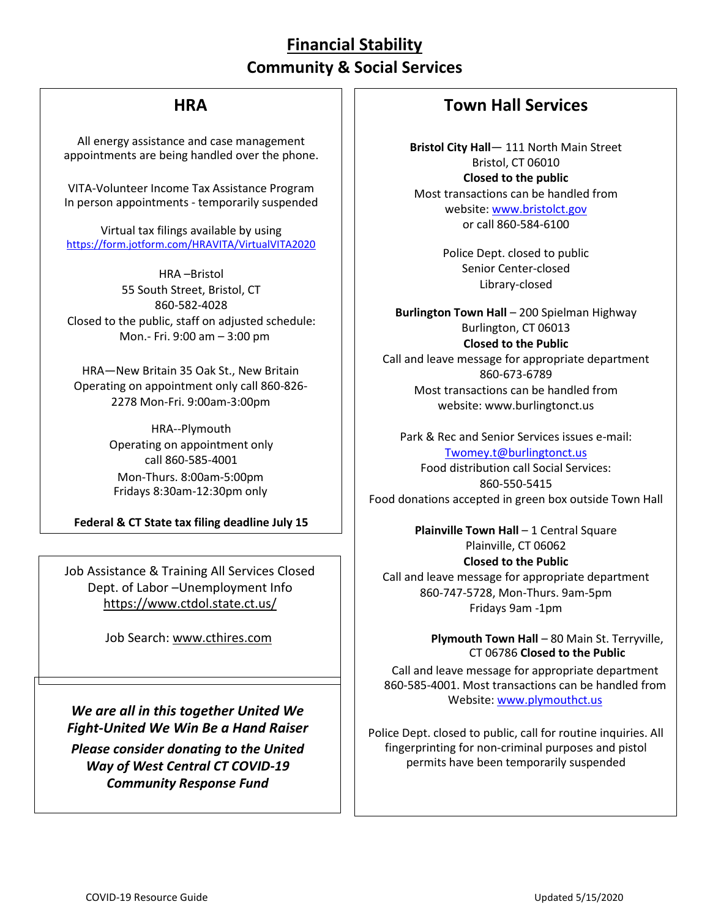# Financial Stability

## Community & Social Services

## HRA

All energy assistance and case management appointments are being handled over the phone.

VITA-Volunteer Income Tax Assistance Program
In person appointments - temporarily suspended

Virtual tax filings available by using
https://form.jotform.com/HRAVITA/VirtualVITA2020

HRA –Bristol
55 South Street, Bristol, CT
860-582-4028
Closed to the public, staff on adjusted schedule:
Mon.- Fri. 9:00 am – 3:00 pm

HRA—New Britain 35 Oak St., New Britain
Operating on appointment only call 860-826-2278 Mon-Fri. 9:00am-3:00pm

HRA--Plymouth
Operating on appointment only
call 860-585-4001
Mon-Thurs. 8:00am-5:00pm
Fridays 8:30am-12:30pm only

**Federal & CT State tax filing deadline July 15**

Job Assistance & Training All Services Closed
Dept. of Labor –Unemployment Info
https://www.ctdol.state.ct.us/

Job Search: www.cthires.com

***We are all in this together United We Fight-United We Win Be a Hand Raiser***

***Please consider donating to the United Way of West Central CT COVID-19 Community Response Fund***

## Town Hall Services

**Bristol City Hall**— 111 North Main Street
Bristol, CT 06010
**Closed to the public**
Most transactions can be handled from website: www.bristolct.gov
or call 860-584-6100

Police Dept. closed to public
Senior Center-closed
Library-closed

**Burlington Town Hall** – 200 Spielman Highway
Burlington, CT 06013
**Closed to the Public**
Call and leave message for appropriate department
860-673-6789
Most transactions can be handled from website: www.burlingtonct.us

Park & Rec and Senior Services issues e-mail:
Twomey.t@burlingtonct.us
Food distribution call Social Services:
860-550-5415
Food donations accepted in green box outside Town Hall

**Plainville Town Hall** – 1 Central Square
Plainville, CT 06062
**Closed to the Public**
Call and leave message for appropriate department
860-747-5728, Mon-Thurs. 9am-5pm
Fridays 9am -1pm

**Plymouth Town Hall** – 80 Main St. Terryville, CT 06786 **Closed to the Public**

Call and leave message for appropriate department 860-585-4001. Most transactions can be handled from Website: www.plymouthct.us

Police Dept. closed to public, call for routine inquiries. All fingerprinting for non-criminal purposes and pistol permits have been temporarily suspended